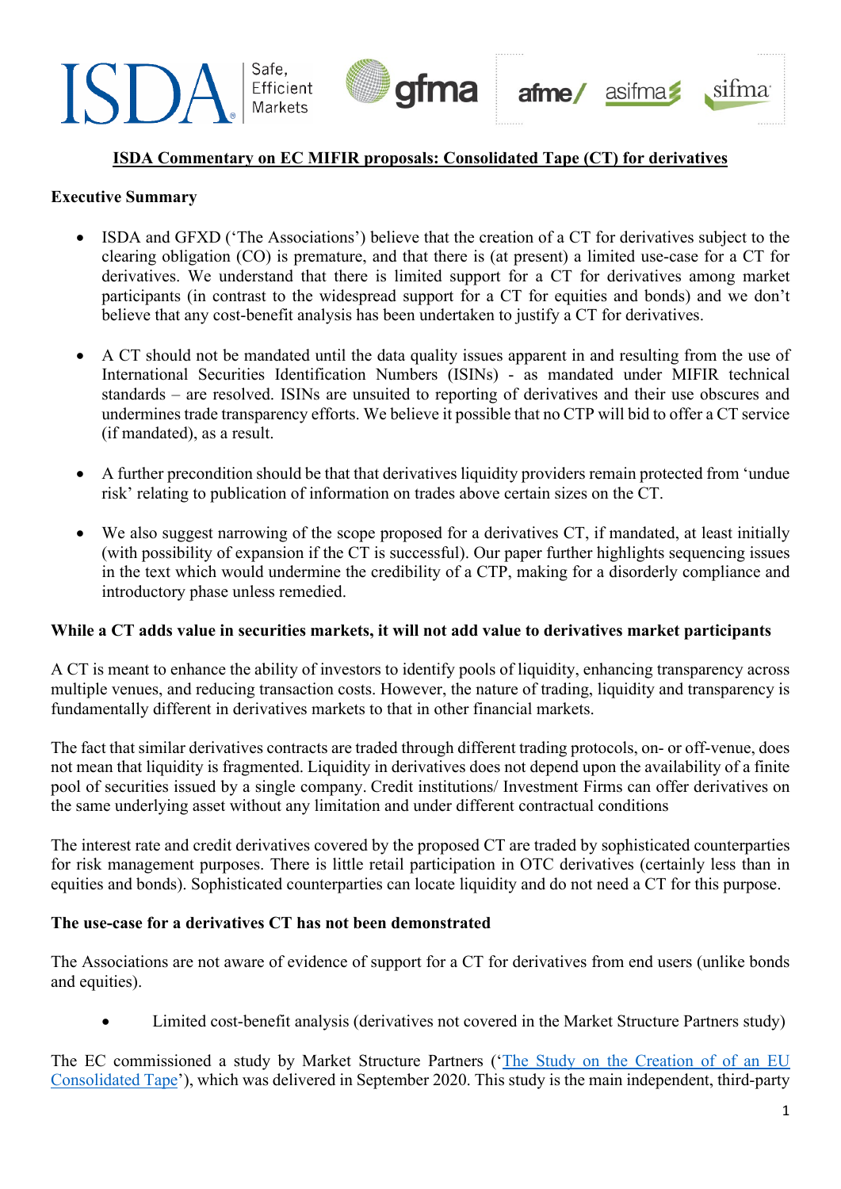**ISDA Commentary on EC MIFIR proposals: Consolidated Tape (CT) for derivatives**

**Executive Summary**

- ISDA and GFXD ('The Associations') believe that the creation of a CT for derivatives subject to the clearing obligation (CO) is premature, and that there is (at present) a limited use-case for a CT for derivatives. We understand that there is limited support for a CT for derivatives among market participants (in contrast to the widespread support for a CT for equities and bonds) and we don't believe that any cost-benefit analysis has been undertaken to justify a CT for derivatives.

- A CT should not be mandated until the data quality issues apparent in and resulting from the use of International Securities Identification Numbers (ISINs) - as mandated under MIFIR technical standards – are resolved. ISINs are unsuited to reporting of derivatives and their use obscures and undermines trade transparency efforts. We believe it possible that no CTP will bid to offer a CT service (if mandated), as a result.

- A further precondition should be that that derivatives liquidity providers remain protected from 'undue risk' relating to publication of information on trades above certain sizes on the CT.

- We also suggest narrowing of the scope proposed for a derivatives CT, if mandated, at least initially (with possibility of expansion if the CT is successful). Our paper further highlights sequencing issues in the text which would undermine the credibility of a CTP, making for a disorderly compliance and introductory phase unless remedied.

**While a CT adds value in securities markets, it will not add value to derivatives market participants**

A CT is meant to enhance the ability of investors to identify pools of liquidity, enhancing transparency across multiple venues, and reducing transaction costs. However, the nature of trading, liquidity and transparency is fundamentally different in derivatives markets to that in other financial markets.

The fact that similar derivatives contracts are traded through different trading protocols, on- or off-venue, does not mean that liquidity is fragmented. Liquidity in derivatives does not depend upon the availability of a finite pool of securities issued by a single company. Credit institutions/ Investment Firms can offer derivatives on the same underlying asset without any limitation and under different contractual conditions

The interest rate and credit derivatives covered by the proposed CT are traded by sophisticated counterparties for risk management purposes. There is little retail participation in OTC derivatives (certainly less than in equities and bonds). Sophisticated counterparties can locate liquidity and do not need a CT for this purpose.

**The use-case for a derivatives CT has not been demonstrated**

The Associations are not aware of evidence of support for a CT for derivatives from end users (unlike bonds and equities).

- Limited cost-benefit analysis (derivatives not covered in the Market Structure Partners study)

The EC commissioned a study by Market Structure Partners ('The Study on the Creation of of an EU Consolidated Tape'), which was delivered in September 2020. This study is the main independent, third-party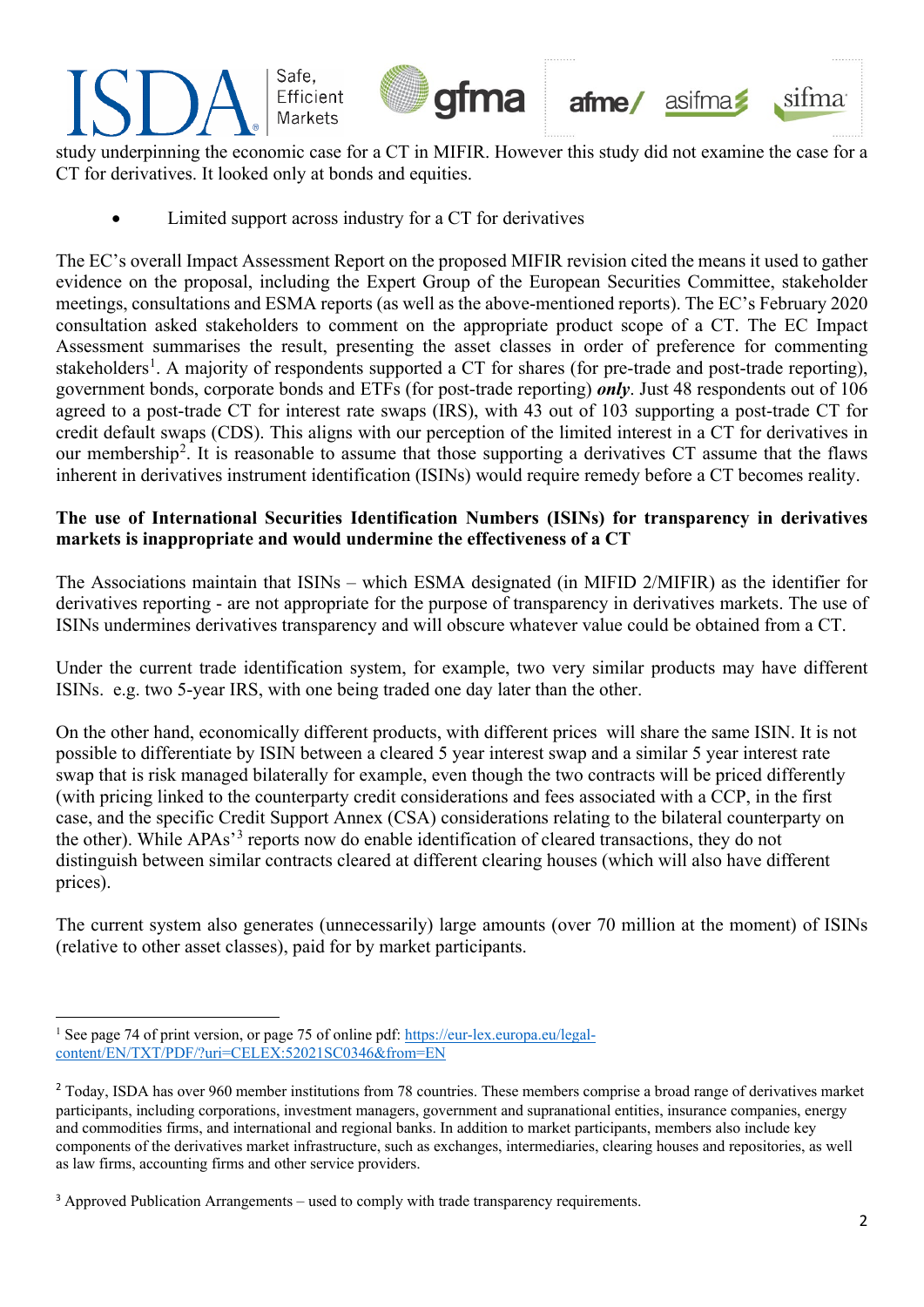study underpinning the economic case for a CT in MIFIR. However this study did not examine the case for a CT for derivatives. It looked only at bonds and equities.

- Limited support across industry for a CT for derivatives

The EC's overall Impact Assessment Report on the proposed MIFIR revision cited the means it used to gather evidence on the proposal, including the Expert Group of the European Securities Committee, stakeholder meetings, consultations and ESMA reports (as well as the above-mentioned reports). The EC's February 2020 consultation asked stakeholders to comment on the appropriate product scope of a CT. The EC Impact Assessment summarises the result, presenting the asset classes in order of preference for commenting stakeholders[1]. A majority of respondents supported a CT for shares (for pre-trade and post-trade reporting), government bonds, corporate bonds and ETFs (for post-trade reporting) ***only***. Just 48 respondents out of 106 agreed to a post-trade CT for interest rate swaps (IRS), with 43 out of 103 supporting a post-trade CT for credit default swaps (CDS). This aligns with our perception of the limited interest in a CT for derivatives in our membership[2]. It is reasonable to assume that those supporting a derivatives CT assume that the flaws inherent in derivatives instrument identification (ISINs) would require remedy before a CT becomes reality.

**The use of International Securities Identification Numbers (ISINs) for transparency in derivatives markets is inappropriate and would undermine the effectiveness of a CT**

The Associations maintain that ISINs – which ESMA designated (in MIFID 2/MIFIR) as the identifier for derivatives reporting - are not appropriate for the purpose of transparency in derivatives markets. The use of ISINs undermines derivatives transparency and will obscure whatever value could be obtained from a CT.

Under the current trade identification system, for example, two very similar products may have different ISINs. e.g. two 5-year IRS, with one being traded one day later than the other.

On the other hand, economically different products, with different prices will share the same ISIN. It is not possible to differentiate by ISIN between a cleared 5 year interest swap and a similar 5 year interest rate swap that is risk managed bilaterally for example, even though the two contracts will be priced differently (with pricing linked to the counterparty credit considerations and fees associated with a CCP, in the first case, and the specific Credit Support Annex (CSA) considerations relating to the bilateral counterparty on the other). While APAs'[3] reports now do enable identification of cleared transactions, they do not distinguish between similar contracts cleared at different clearing houses (which will also have different prices).

The current system also generates (unnecessarily) large amounts (over 70 million at the moment) of ISINs (relative to other asset classes), paid for by market participants.

---

[1] See page 74 of print version, or page 75 of online pdf: https://eur-lex.europa.eu/legal-content/EN/TXT/PDF/?uri=CELEX:52021SC0346&from=EN

[2] Today, ISDA has over 960 member institutions from 78 countries. These members comprise a broad range of derivatives market participants, including corporations, investment managers, government and supranational entities, insurance companies, energy and commodities firms, and international and regional banks. In addition to market participants, members also include key components of the derivatives market infrastructure, such as exchanges, intermediaries, clearing houses and repositories, as well as law firms, accounting firms and other service providers.

[3] Approved Publication Arrangements – used to comply with trade transparency requirements.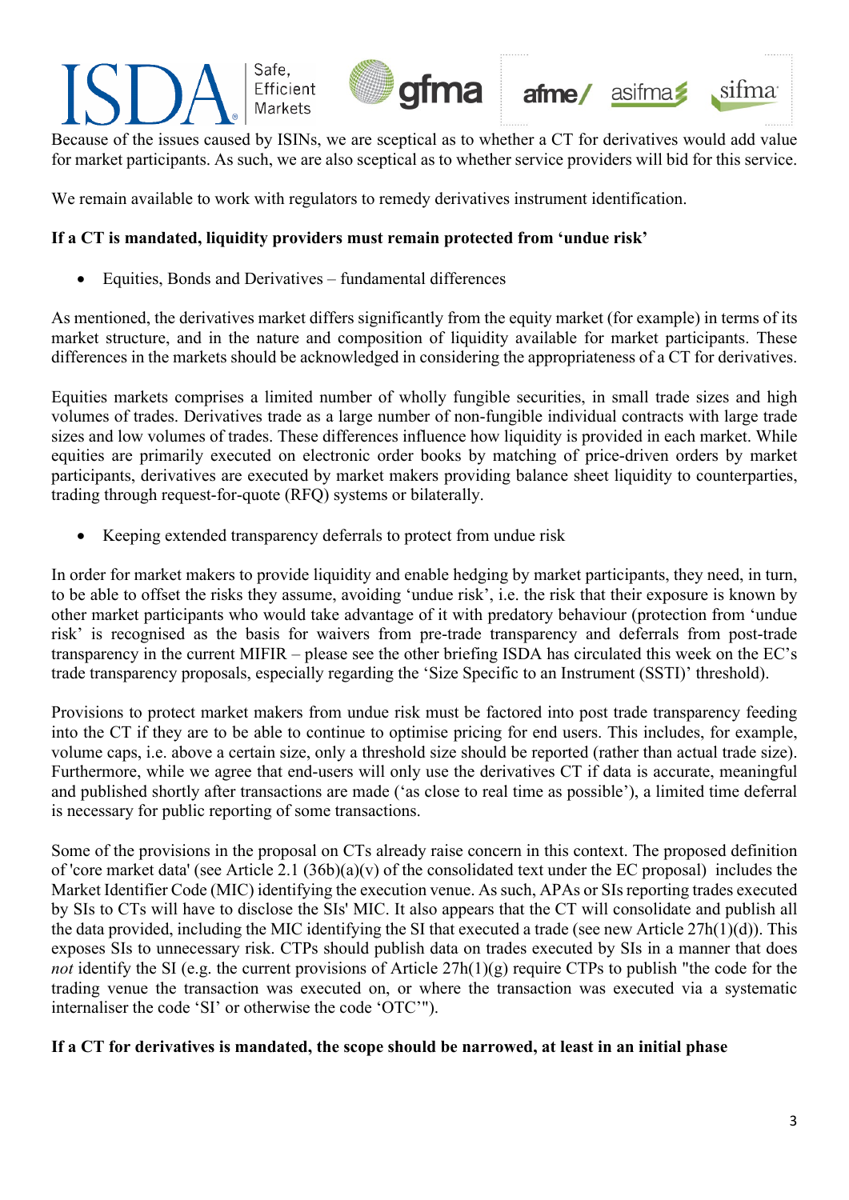Because of the issues caused by ISINs, we are sceptical as to whether a CT for derivatives would add value for market participants. As such, we are also sceptical as to whether service providers will bid for this service.

We remain available to work with regulators to remedy derivatives instrument identification.

**If a CT is mandated, liquidity providers must remain protected from 'undue risk'**

- Equities, Bonds and Derivatives – fundamental differences

As mentioned, the derivatives market differs significantly from the equity market (for example) in terms of its market structure, and in the nature and composition of liquidity available for market participants. These differences in the markets should be acknowledged in considering the appropriateness of a CT for derivatives.

Equities markets comprises a limited number of wholly fungible securities, in small trade sizes and high volumes of trades. Derivatives trade as a large number of non-fungible individual contracts with large trade sizes and low volumes of trades. These differences influence how liquidity is provided in each market. While equities are primarily executed on electronic order books by matching of price-driven orders by market participants, derivatives are executed by market makers providing balance sheet liquidity to counterparties, trading through request-for-quote (RFQ) systems or bilaterally.

- Keeping extended transparency deferrals to protect from undue risk

In order for market makers to provide liquidity and enable hedging by market participants, they need, in turn, to be able to offset the risks they assume, avoiding 'undue risk', i.e. the risk that their exposure is known by other market participants who would take advantage of it with predatory behaviour (protection from 'undue risk' is recognised as the basis for waivers from pre-trade transparency and deferrals from post-trade transparency in the current MIFIR – please see the other briefing ISDA has circulated this week on the EC's trade transparency proposals, especially regarding the 'Size Specific to an Instrument (SSTI)' threshold).

Provisions to protect market makers from undue risk must be factored into post trade transparency feeding into the CT if they are to be able to continue to optimise pricing for end users. This includes, for example, volume caps, i.e. above a certain size, only a threshold size should be reported (rather than actual trade size). Furthermore, while we agree that end-users will only use the derivatives CT if data is accurate, meaningful and published shortly after transactions are made ('as close to real time as possible'), a limited time deferral is necessary for public reporting of some transactions.

Some of the provisions in the proposal on CTs already raise concern in this context. The proposed definition of 'core market data' (see Article 2.1 (36b)(a)(v) of the consolidated text under the EC proposal) includes the Market Identifier Code (MIC) identifying the execution venue. As such, APAs or SIs reporting trades executed by SIs to CTs will have to disclose the SIs' MIC. It also appears that the CT will consolidate and publish all the data provided, including the MIC identifying the SI that executed a trade (see new Article 27h(1)(d)). This exposes SIs to unnecessary risk. CTPs should publish data on trades executed by SIs in a manner that does *not* identify the SI (e.g. the current provisions of Article 27h(1)(g) require CTPs to publish "the code for the trading venue the transaction was executed on, or where the transaction was executed via a systematic internaliser the code 'SI' or otherwise the code 'OTC'").

**If a CT for derivatives is mandated, the scope should be narrowed, at least in an initial phase**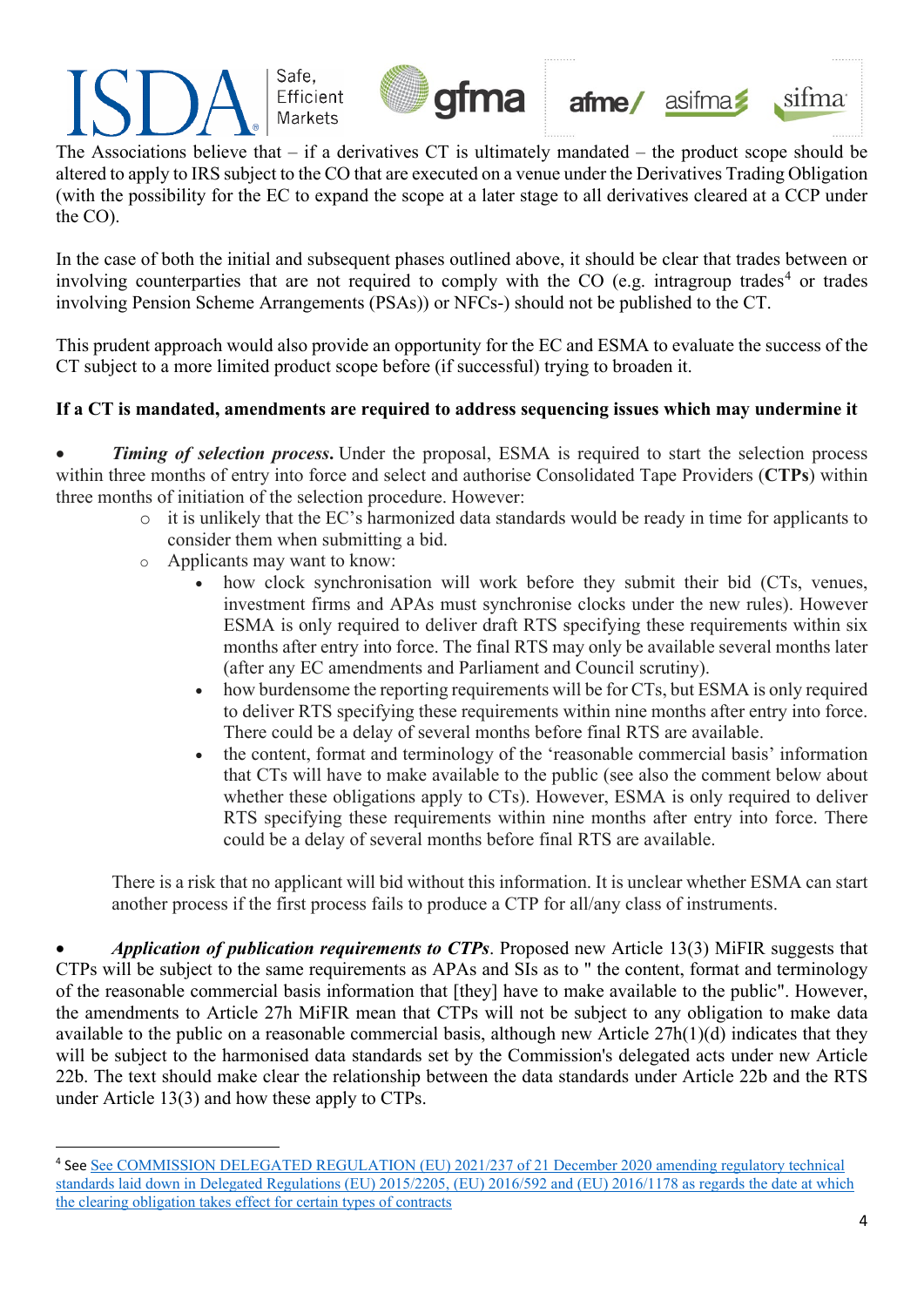The Associations believe that – if a derivatives CT is ultimately mandated – the product scope should be altered to apply to IRS subject to the CO that are executed on a venue under the Derivatives Trading Obligation (with the possibility for the EC to expand the scope at a later stage to all derivatives cleared at a CCP under the CO).

In the case of both the initial and subsequent phases outlined above, it should be clear that trades between or involving counterparties that are not required to comply with the CO (e.g. intragroup trades[4] or trades involving Pension Scheme Arrangements (PSAs)) or NFCs-) should not be published to the CT.

This prudent approach would also provide an opportunity for the EC and ESMA to evaluate the success of the CT subject to a more limited product scope before (if successful) trying to broaden it.

**If a CT is mandated, amendments are required to address sequencing issues which may undermine it**

- ***Timing of selection process.*** Under the proposal, ESMA is required to start the selection process within three months of entry into force and select and authorise Consolidated Tape Providers (**CTPs**) within three months of initiation of the selection procedure. However:
  - it is unlikely that the EC's harmonized data standards would be ready in time for applicants to consider them when submitting a bid.
  - Applicants may want to know:
    - how clock synchronisation will work before they submit their bid (CTs, venues, investment firms and APAs must synchronise clocks under the new rules). However ESMA is only required to deliver draft RTS specifying these requirements within six months after entry into force. The final RTS may only be available several months later (after any EC amendments and Parliament and Council scrutiny).
    - how burdensome the reporting requirements will be for CTs, but ESMA is only required to deliver RTS specifying these requirements within nine months after entry into force. There could be a delay of several months before final RTS are available.
    - the content, format and terminology of the 'reasonable commercial basis' information that CTs will have to make available to the public (see also the comment below about whether these obligations apply to CTs). However, ESMA is only required to deliver RTS specifying these requirements within nine months after entry into force. There could be a delay of several months before final RTS are available.

  There is a risk that no applicant will bid without this information. It is unclear whether ESMA can start another process if the first process fails to produce a CTP for all/any class of instruments.

- ***Application of publication requirements to CTPs***. Proposed new Article 13(3) MiFIR suggests that CTPs will be subject to the same requirements as APAs and SIs as to " the content, format and terminology of the reasonable commercial basis information that [they] have to make available to the public". However, the amendments to Article 27h MiFIR mean that CTPs will not be subject to any obligation to make data available to the public on a reasonable commercial basis, although new Article 27h(1)(d) indicates that they will be subject to the harmonised data standards set by the Commission's delegated acts under new Article 22b. The text should make clear the relationship between the data standards under Article 22b and the RTS under Article 13(3) and how these apply to CTPs.

---

[4] See See COMMISSION DELEGATED REGULATION (EU) 2021/237 of 21 December 2020 amending regulatory technical standards laid down in Delegated Regulations (EU) 2015/2205, (EU) 2016/592 and (EU) 2016/1178 as regards the date at which the clearing obligation takes effect for certain types of contracts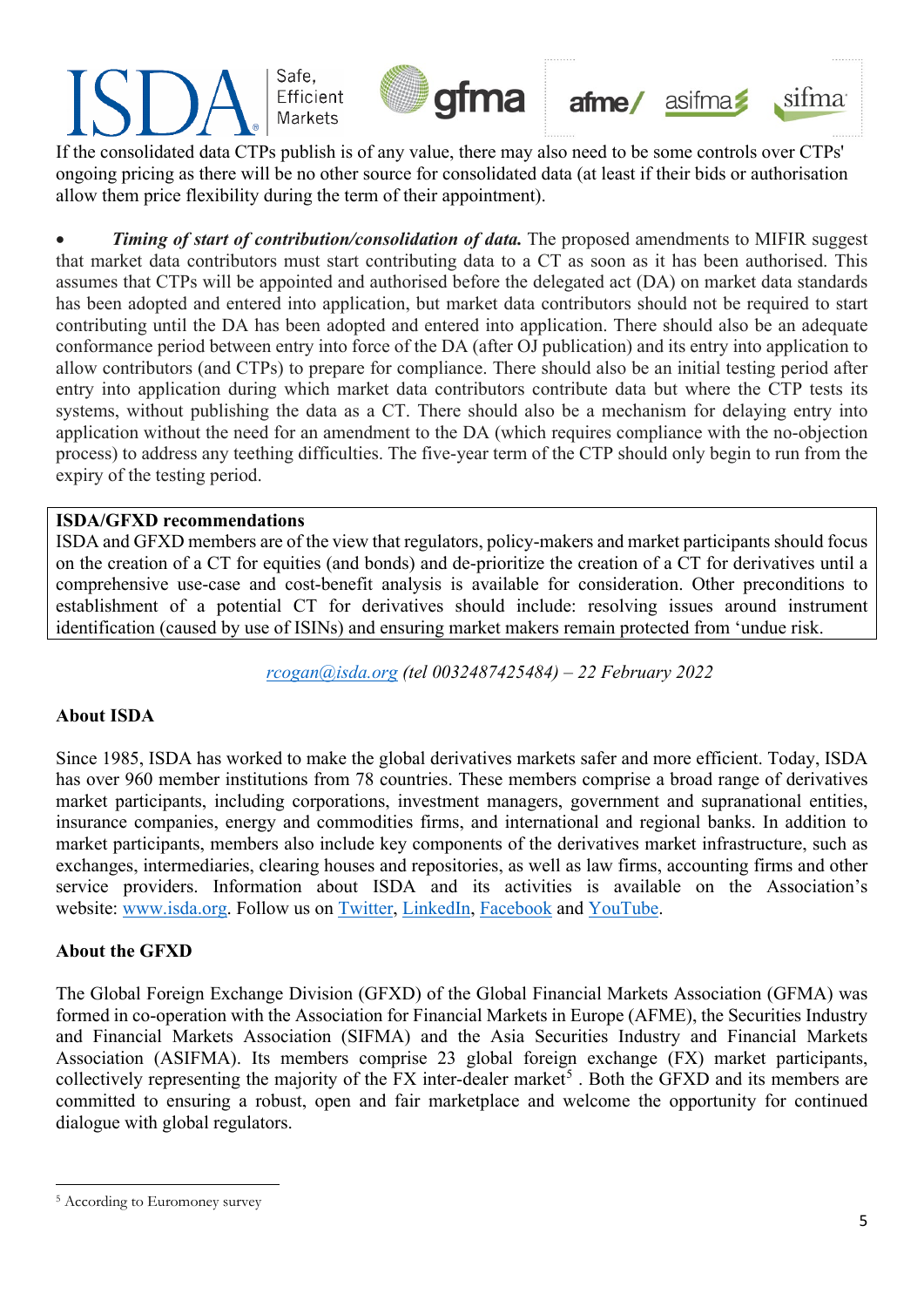If the consolidated data CTPs publish is of any value, there may also need to be some controls over CTPs' ongoing pricing as there will be no other source for consolidated data (at least if their bids or authorisation allow them price flexibility during the term of their appointment).

- ***Timing of start of contribution/consolidation of data.*** The proposed amendments to MIFIR suggest that market data contributors must start contributing data to a CT as soon as it has been authorised. This assumes that CTPs will be appointed and authorised before the delegated act (DA) on market data standards has been adopted and entered into application, but market data contributors should not be required to start contributing until the DA has been adopted and entered into application. There should also be an adequate conformance period between entry into force of the DA (after OJ publication) and its entry into application to allow contributors (and CTPs) to prepare for compliance. There should also be an initial testing period after entry into application during which market data contributors contribute data but where the CTP tests its systems, without publishing the data as a CT. There should also be a mechanism for delaying entry into application without the need for an amendment to the DA (which requires compliance with the no-objection process) to address any teething difficulties. The five-year term of the CTP should only begin to run from the expiry of the testing period.

**ISDA/GFXD recommendations**

ISDA and GFXD members are of the view that regulators, policy-makers and market participants should focus on the creation of a CT for equities (and bonds) and de-prioritize the creation of a CT for derivatives until a comprehensive use-case and cost-benefit analysis is available for consideration. Other preconditions to establishment of a potential CT for derivatives should include: resolving issues around instrument identification (caused by use of ISINs) and ensuring market makers remain protected from 'undue risk.

*rcogan@isda.org (tel 0032487425484) – 22 February 2022*

**About ISDA**

Since 1985, ISDA has worked to make the global derivatives markets safer and more efficient. Today, ISDA has over 960 member institutions from 78 countries. These members comprise a broad range of derivatives market participants, including corporations, investment managers, government and supranational entities, insurance companies, energy and commodities firms, and international and regional banks. In addition to market participants, members also include key components of the derivatives market infrastructure, such as exchanges, intermediaries, clearing houses and repositories, as well as law firms, accounting firms and other service providers. Information about ISDA and its activities is available on the Association's website: www.isda.org. Follow us on Twitter, LinkedIn, Facebook and YouTube.

**About the GFXD**

The Global Foreign Exchange Division (GFXD) of the Global Financial Markets Association (GFMA) was formed in co-operation with the Association for Financial Markets in Europe (AFME), the Securities Industry and Financial Markets Association (SIFMA) and the Asia Securities Industry and Financial Markets Association (ASIFMA). Its members comprise 23 global foreign exchange (FX) market participants, collectively representing the majority of the FX inter-dealer market[5] . Both the GFXD and its members are committed to ensuring a robust, open and fair marketplace and welcome the opportunity for continued dialogue with global regulators.

[5] According to Euromoney survey